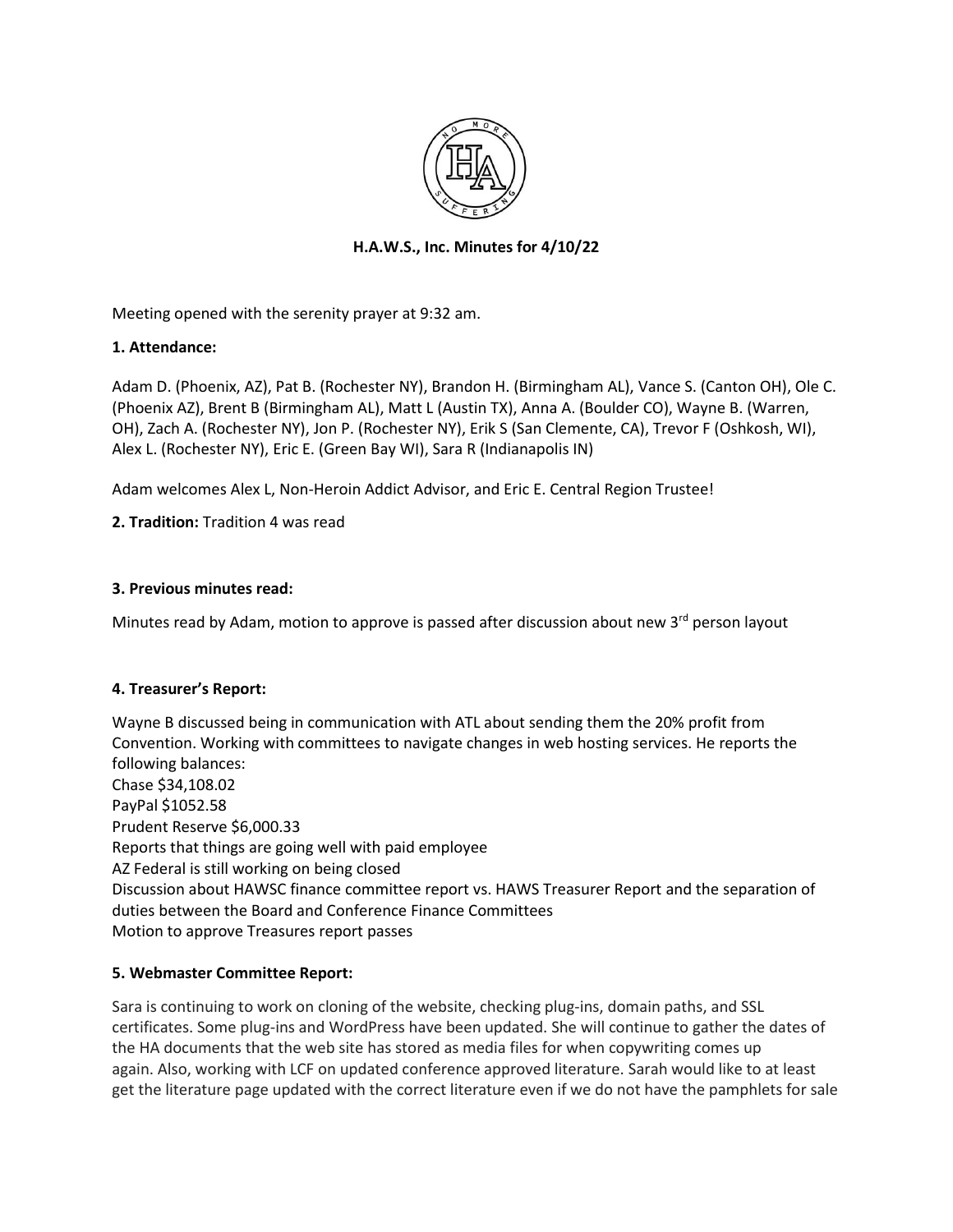## H.A.W.S., Inc. Minutes for 4/10/22

Meeting opened with the serenity prayer at 9:32 am.

**1. Attendance:**

Adam D. (Phoenix, AZ), Pat B. (Rochester NY), Brandon H. (Birmingham AL), Vance S. (Canton OH), Ole C. (Phoenix AZ), Brent B (Birmingham AL), Matt L (Austin TX), Anna A. (Boulder CO), Wayne B. (Warren, OH), Zach A. (Rochester NY), Jon P. (Rochester NY), Erik S (San Clemente, CA), Trevor F (Oshkosh, WI), Alex L. (Rochester NY), Eric E. (Green Bay WI), Sara R (Indianapolis IN)

Adam welcomes Alex L, Non-Heroin Addict Advisor, and Eric E. Central Region Trustee!

**2. Tradition:** Tradition 4 was read

**3. Previous minutes read:**

Minutes read by Adam, motion to approve is passed after discussion about new 3rd person layout

**4. Treasurer's Report:**

Wayne B discussed being in communication with ATL about sending them the 20% profit from Convention. Working with committees to navigate changes in web hosting services. He reports the following balances:
Chase $34,108.02
PayPal $1052.58
Prudent Reserve $6,000.33
Reports that things are going well with paid employee
AZ Federal is still working on being closed
Discussion about HAWSC finance committee report vs. HAWS Treasurer Report and the separation of duties between the Board and Conference Finance Committees
Motion to approve Treasures report passes

**5. Webmaster Committee Report:**

Sara is continuing to work on cloning of the website, checking plug-ins, domain paths, and SSL certificates. Some plug-ins and WordPress have been updated. She will continue to gather the dates of the HA documents that the web site has stored as media files for when copywriting comes up again. Also, working with LCF on updated conference approved literature. Sarah would like to at least get the literature page updated with the correct literature even if we do not have the pamphlets for sale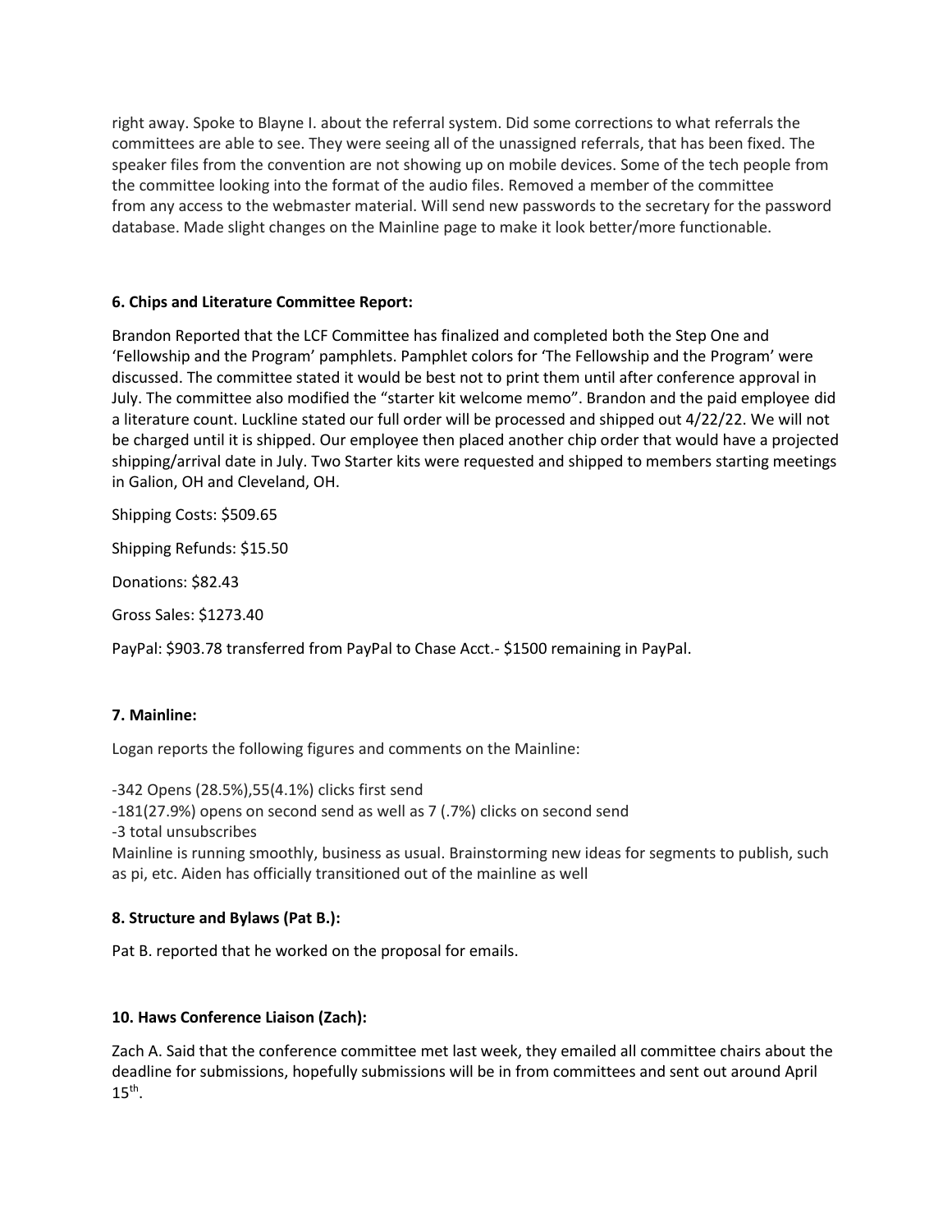right away. Spoke to Blayne I. about the referral system. Did some corrections to what referrals the committees are able to see. They were seeing all of the unassigned referrals, that has been fixed. The speaker files from the convention are not showing up on mobile devices. Some of the tech people from the committee looking into the format of the audio files. Removed a member of the committee from any access to the webmaster material. Will send new passwords to the secretary for the password database. Made slight changes on the Mainline page to make it look better/more functionable.

**6. Chips and Literature Committee Report:**

Brandon Reported that the LCF Committee has finalized and completed both the Step One and 'Fellowship and the Program' pamphlets. Pamphlet colors for 'The Fellowship and the Program' were discussed. The committee stated it would be best not to print them until after conference approval in July. The committee also modified the "starter kit welcome memo". Brandon and the paid employee did a literature count. Luckline stated our full order will be processed and shipped out 4/22/22. We will not be charged until it is shipped. Our employee then placed another chip order that would have a projected shipping/arrival date in July. Two Starter kits were requested and shipped to members starting meetings in Galion, OH and Cleveland, OH.

Shipping Costs: $509.65

Shipping Refunds: $15.50

Donations: $82.43

Gross Sales: $1273.40

PayPal: $903.78 transferred from PayPal to Chase Acct.- $1500 remaining in PayPal.

**7. Mainline:**

Logan reports the following figures and comments on the Mainline:

-342 Opens (28.5%),55(4.1%) clicks first send
-181(27.9%) opens on second send as well as 7 (.7%) clicks on second send
-3 total unsubscribes
Mainline is running smoothly, business as usual. Brainstorming new ideas for segments to publish, such as pi, etc. Aiden has officially transitioned out of the mainline as well

**8. Structure and Bylaws (Pat B.):**

Pat B. reported that he worked on the proposal for emails.

**10. Haws Conference Liaison (Zach):**

Zach A. Said that the conference committee met last week, they emailed all committee chairs about the deadline for submissions, hopefully submissions will be in from committees and sent out around April 15th.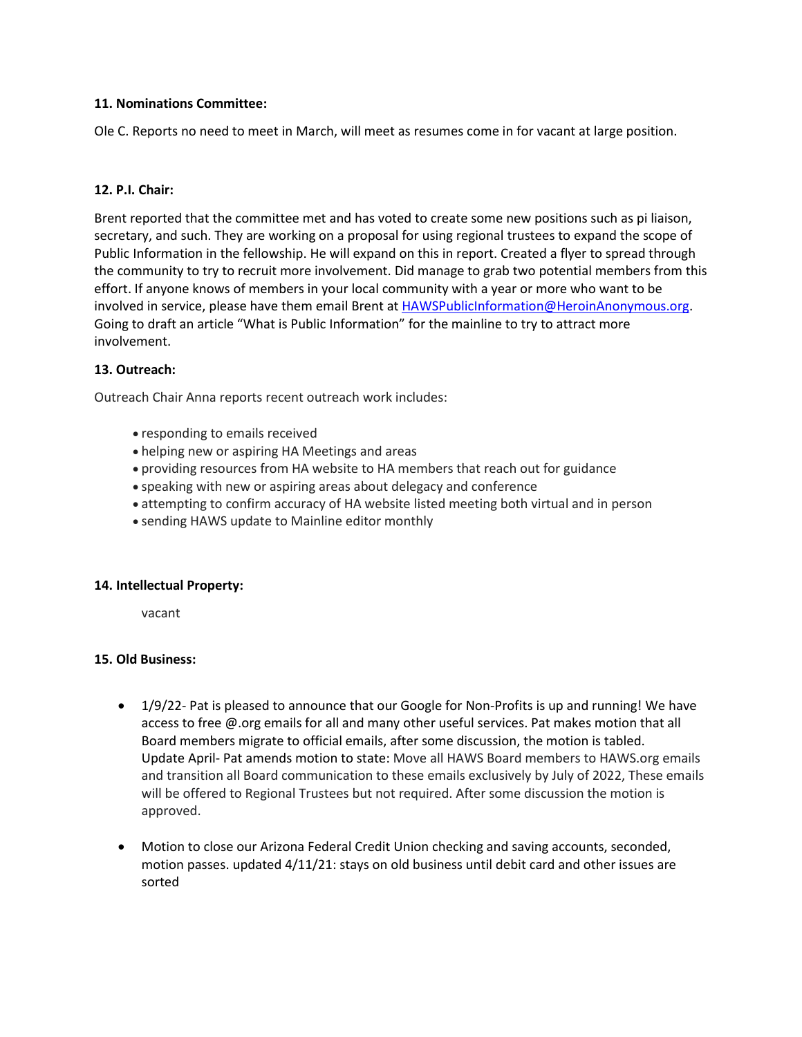**11. Nominations Committee:**

Ole C. Reports no need to meet in March, will meet as resumes come in for vacant at large position.

**12. P.I. Chair:**

Brent reported that the committee met and has voted to create some new positions such as pi liaison, secretary, and such. They are working on a proposal for using regional trustees to expand the scope of Public Information in the fellowship. He will expand on this in report. Created a flyer to spread through the community to try to recruit more involvement. Did manage to grab two potential members from this effort. If anyone knows of members in your local community with a year or more who want to be involved in service, please have them email Brent at HAWSPublicInformation@HeroinAnonymous.org. Going to draft an article "What is Public Information" for the mainline to try to attract more involvement.

**13. Outreach:**

Outreach Chair Anna reports recent outreach work includes:

- responding to emails received
- helping new or aspiring HA Meetings and areas
- providing resources from HA website to HA members that reach out for guidance
- speaking with new or aspiring areas about delegacy and conference
- attempting to confirm accuracy of HA website listed meeting both virtual and in person
- sending HAWS update to Mainline editor monthly

**14. Intellectual Property:**

vacant

**15. Old Business:**

- 1/9/22- Pat is pleased to announce that our Google for Non-Profits is up and running! We have access to free @.org emails for all and many other useful services. Pat makes motion that all Board members migrate to official emails, after some discussion, the motion is tabled. Update April- Pat amends motion to state: Move all HAWS Board members to HAWS.org emails and transition all Board communication to these emails exclusively by July of 2022, These emails will be offered to Regional Trustees but not required. After some discussion the motion is approved.

- Motion to close our Arizona Federal Credit Union checking and saving accounts, seconded, motion passes. updated 4/11/21: stays on old business until debit card and other issues are sorted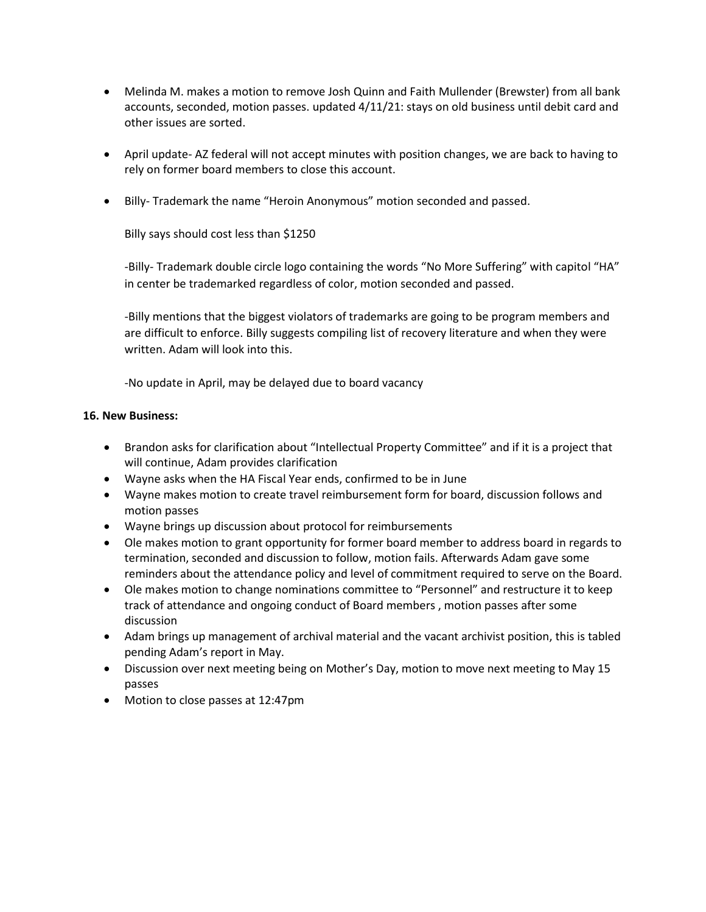- Melinda M. makes a motion to remove Josh Quinn and Faith Mullender (Brewster) from all bank accounts, seconded, motion passes. updated 4/11/21: stays on old business until debit card and other issues are sorted.

- April update- AZ federal will not accept minutes with position changes, we are back to having to rely on former board members to close this account.

- Billy- Trademark the name "Heroin Anonymous" motion seconded and passed.

  Billy says should cost less than $1250

  -Billy- Trademark double circle logo containing the words "No More Suffering" with capitol "HA" in center be trademarked regardless of color, motion seconded and passed.

  -Billy mentions that the biggest violators of trademarks are going to be program members and are difficult to enforce. Billy suggests compiling list of recovery literature and when they were written. Adam will look into this.

  -No update in April, may be delayed due to board vacancy

**16. New Business:**

- Brandon asks for clarification about "Intellectual Property Committee" and if it is a project that will continue, Adam provides clarification
- Wayne asks when the HA Fiscal Year ends, confirmed to be in June
- Wayne makes motion to create travel reimbursement form for board, discussion follows and motion passes
- Wayne brings up discussion about protocol for reimbursements
- Ole makes motion to grant opportunity for former board member to address board in regards to termination, seconded and discussion to follow, motion fails. Afterwards Adam gave some reminders about the attendance policy and level of commitment required to serve on the Board.
- Ole makes motion to change nominations committee to "Personnel" and restructure it to keep track of attendance and ongoing conduct of Board members , motion passes after some discussion
- Adam brings up management of archival material and the vacant archivist position, this is tabled pending Adam's report in May.
- Discussion over next meeting being on Mother's Day, motion to move next meeting to May 15 passes
- Motion to close passes at 12:47pm